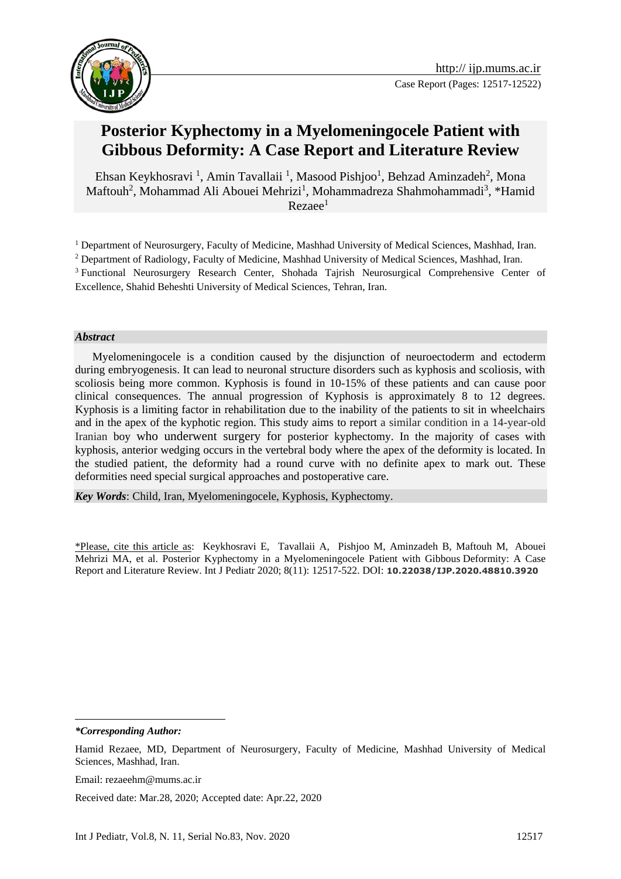# Posterior Kyphectomy in a Myelomeningocele Patient with Gibbous Deformity: A Case Report and Literature Review

Ehsan Keykhosravi [1], Amin Tavallaii [1], Masood Pishjoo[1], Behzad Aminzadeh[2], Mona Maftouh[2], Mohammad Ali Abouei Mehrizi[1], Mohammadreza Shahmohammadi[3], *Hamid Rezaee[1]

[1] Department of Neurosurgery, Faculty of Medicine, Mashhad University of Medical Sciences, Mashhad, Iran.

[2] Department of Radiology, Faculty of Medicine, Mashhad University of Medical Sciences, Mashhad, Iran.

[3] Functional Neurosurgery Research Center, Shohada Tajrish Neurosurgical Comprehensive Center of Excellence, Shahid Beheshti University of Medical Sciences, Tehran, Iran.

### *Abstract*

Myelomeningocele is a condition caused by the disjunction of neuroectoderm and ectoderm during embryogenesis. It can lead to neuronal structure disorders such as kyphosis and scoliosis, with scoliosis being more common. Kyphosis is found in 10-15% of these patients and can cause poor clinical consequences. The annual progression of Kyphosis is approximately 8 to 12 degrees. Kyphosis is a limiting factor in rehabilitation due to the inability of the patients to sit in wheelchairs and in the apex of the kyphotic region. This study aims to report a similar condition in a 14-year-old Iranian boy who underwent surgery for posterior kyphectomy. In the majority of cases with kyphosis, anterior wedging occurs in the vertebral body where the apex of the deformity is located. In the studied patient, the deformity had a round curve with no definite apex to mark out. These deformities need special surgical approaches and postoperative care.

***Key Words***: Child, Iran, Myelomeningocele, Kyphosis, Kyphectomy.

\*Please, cite this article as: Keykhosravi E, Tavallaii A, Pishjoo M, Aminzadeh B, Maftouh M, Abouei Mehrizi MA, et al. Posterior Kyphectomy in a Myelomeningocele Patient with Gibbous Deformity: A Case Report and Literature Review. Int J Pediatr 2020; 8(11): 12517-522. DOI: **10.22038/IJP.2020.48810.3920**

***\*Corresponding Author:***

Hamid Rezaee, MD, Department of Neurosurgery, Faculty of Medicine, Mashhad University of Medical Sciences, Mashhad, Iran.

Email: rezaeehm@mums.ac.ir

Received date: Mar.28, 2020; Accepted date: Apr.22, 2020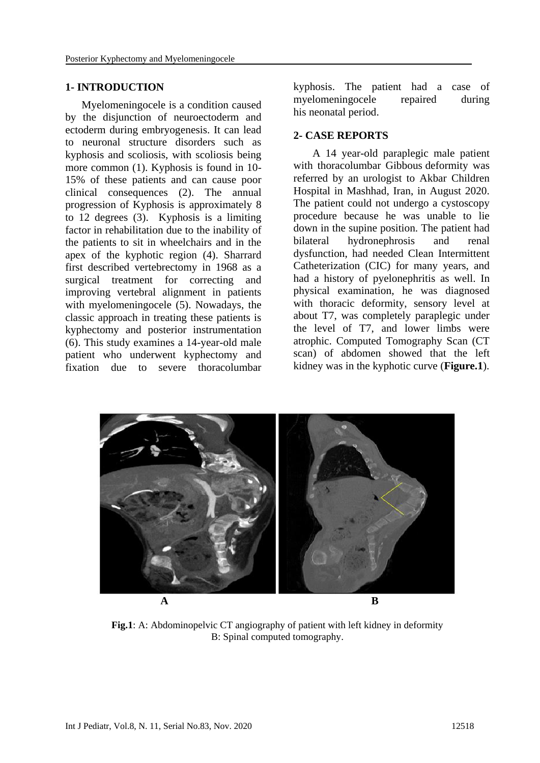## 1- INTRODUCTION

Myelomeningocele is a condition caused by the disjunction of neuroectoderm and ectoderm during embryogenesis. It can lead to neuronal structure disorders such as kyphosis and scoliosis, with scoliosis being more common (1). Kyphosis is found in 10-15% of these patients and can cause poor clinical consequences (2). The annual progression of Kyphosis is approximately 8 to 12 degrees (3). Kyphosis is a limiting factor in rehabilitation due to the inability of the patients to sit in wheelchairs and in the apex of the kyphotic region (4). Sharrard first described vertebrectomy in 1968 as a surgical treatment for correcting and improving vertebral alignment in patients with myelomeningocele (5). Nowadays, the classic approach in treating these patients is kyphectomy and posterior instrumentation (6). This study examines a 14-year-old male patient who underwent kyphectomy and fixation due to severe thoracolumbar kyphosis. The patient had a case of myelomeningocele repaired during his neonatal period.

## 2- CASE REPORTS

A 14 year-old paraplegic male patient with thoracolumbar Gibbous deformity was referred by an urologist to Akbar Children Hospital in Mashhad, Iran, in August 2020. The patient could not undergo a cystoscopy procedure because he was unable to lie down in the supine position. The patient had bilateral hydronephrosis and renal dysfunction, had needed Clean Intermittent Catheterization (CIC) for many years, and had a history of pyelonephritis as well. In physical examination, he was diagnosed with thoracic deformity, sensory level at about T7, was completely paraplegic under the level of T7, and lower limbs were atrophic. Computed Tomography Scan (CT scan) of abdomen showed that the left kidney was in the kyphotic curve (**Figure.1**).

**Fig.1**: A: Abdominopelvic CT angiography of patient with left kidney in deformity
B: Spinal computed tomography.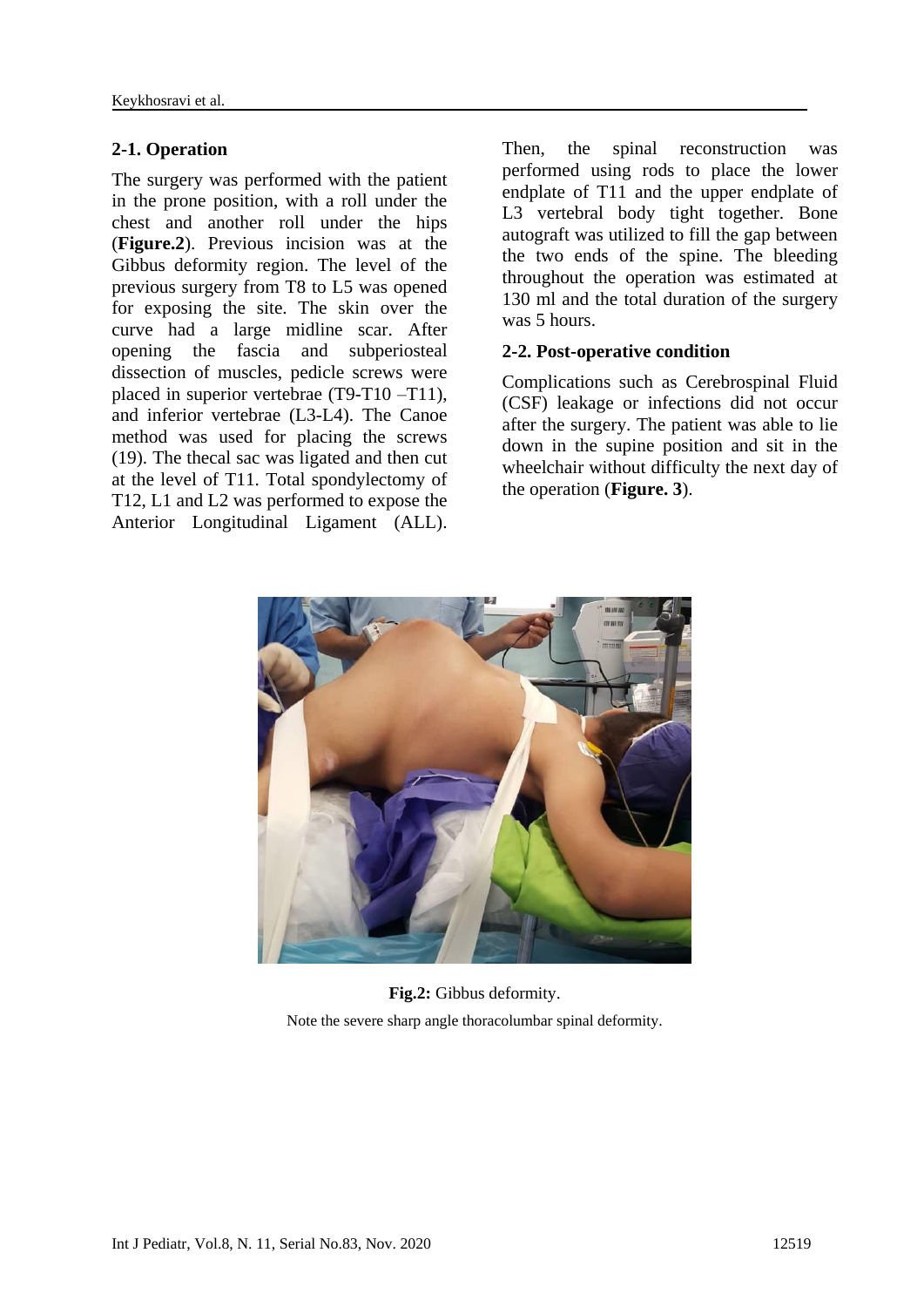### 2-1. Operation

The surgery was performed with the patient in the prone position, with a roll under the chest and another roll under the hips (**Figure.2**). Previous incision was at the Gibbus deformity region. The level of the previous surgery from T8 to L5 was opened for exposing the site. The skin over the curve had a large midline scar. After opening the fascia and subperiosteal dissection of muscles, pedicle screws were placed in superior vertebrae (T9-T10 –T11), and inferior vertebrae (L3-L4). The Canoe method was used for placing the screws (19). The thecal sac was ligated and then cut at the level of T11. Total spondylectomy of T12, L1 and L2 was performed to expose the Anterior Longitudinal Ligament (ALL). Then, the spinal reconstruction was performed using rods to place the lower endplate of T11 and the upper endplate of L3 vertebral body tight together. Bone autograft was utilized to fill the gap between the two ends of the spine. The bleeding throughout the operation was estimated at 130 ml and the total duration of the surgery was 5 hours.

### 2-2. Post-operative condition

Complications such as Cerebrospinal Fluid (CSF) leakage or infections did not occur after the surgery. The patient was able to lie down in the supine position and sit in the wheelchair without difficulty the next day of the operation (**Figure. 3**).

**Fig.2:** Gibbus deformity.

Note the severe sharp angle thoracolumbar spinal deformity.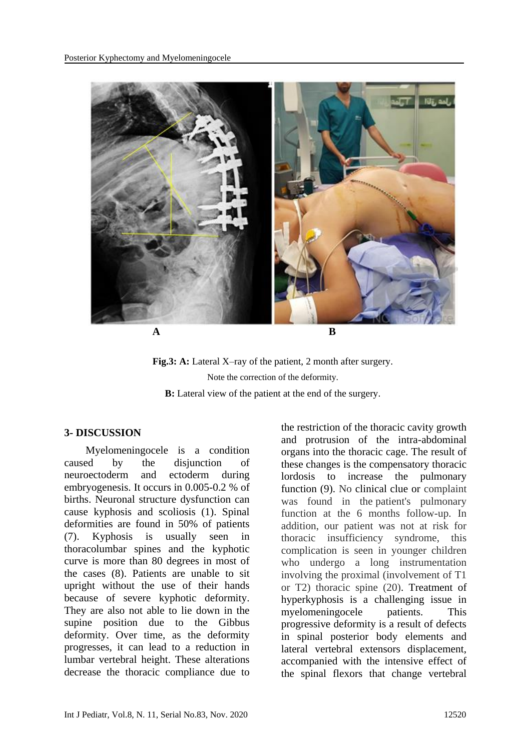A B

**Fig.3: A:** Lateral X–ray of the patient, 2 month after surgery. Note the correction of the deformity.

**B:** Lateral view of the patient at the end of the surgery.

## 3- DISCUSSION

Myelomeningocele is a condition caused by the disjunction of neuroectoderm and ectoderm during embryogenesis. It occurs in 0.005-0.2 % of births. Neuronal structure dysfunction can cause kyphosis and scoliosis (1). Spinal deformities are found in 50% of patients (7). Kyphosis is usually seen in thoracolumbar spines and the kyphotic curve is more than 80 degrees in most of the cases (8). Patients are unable to sit upright without the use of their hands because of severe kyphotic deformity. They are also not able to lie down in the supine position due to the Gibbus deformity. Over time, as the deformity progresses, it can lead to a reduction in lumbar vertebral height. These alterations decrease the thoracic compliance due to the restriction of the thoracic cavity growth and protrusion of the intra-abdominal organs into the thoracic cage. The result of these changes is the compensatory thoracic lordosis to increase the pulmonary function (9). No clinical clue or complaint was found in the patient's pulmonary function at the 6 months follow-up. In addition, our patient was not at risk for thoracic insufficiency syndrome, this complication is seen in younger children who undergo a long instrumentation involving the proximal (involvement of T1 or T2) thoracic spine (20). Treatment of hyperkyphosis is a challenging issue in myelomeningocele patients. This progressive deformity is a result of defects in spinal posterior body elements and lateral vertebral extensors displacement, accompanied with the intensive effect of the spinal flexors that change vertebral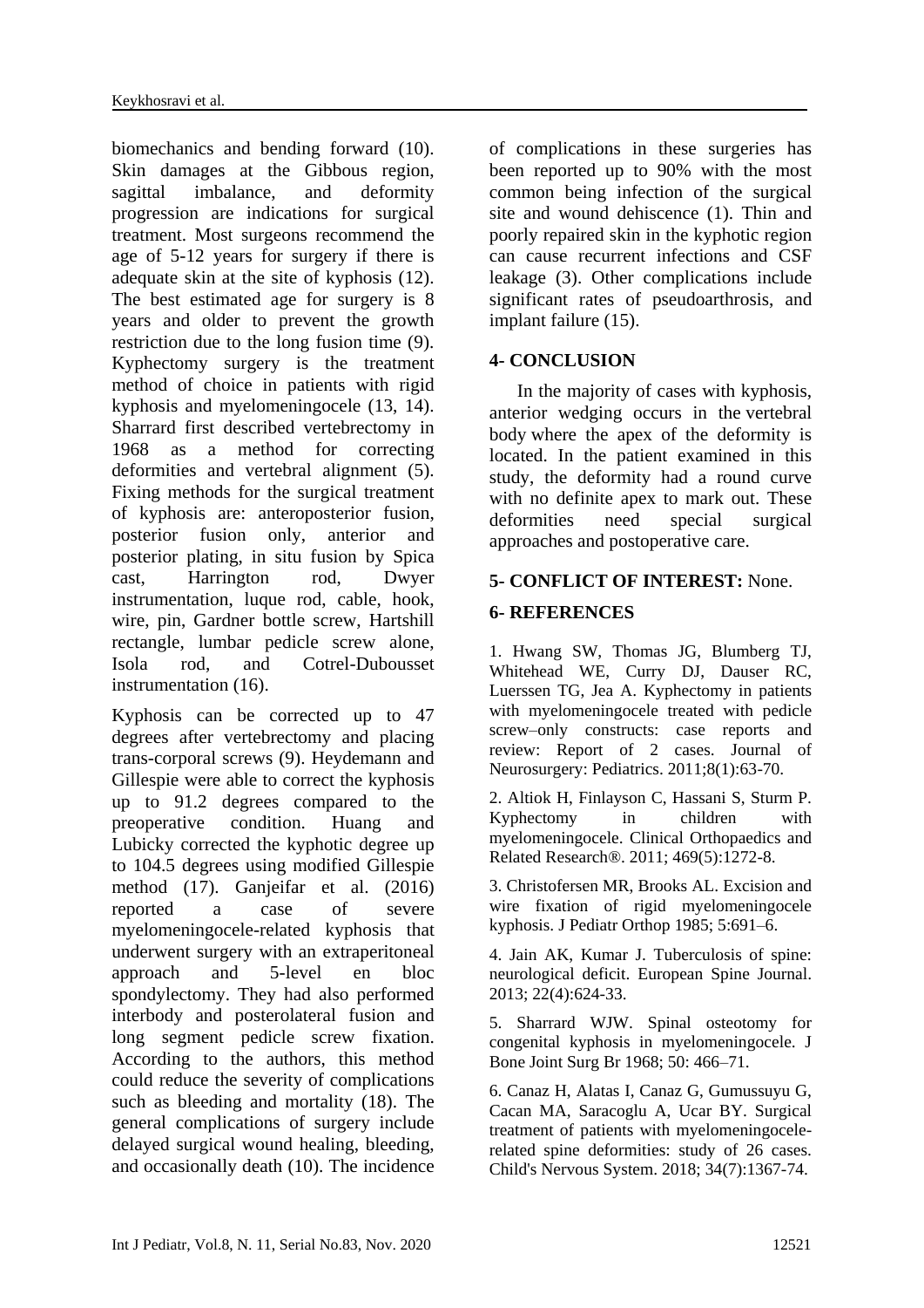biomechanics and bending forward (10). Skin damages at the Gibbous region, sagittal imbalance, and deformity progression are indications for surgical treatment. Most surgeons recommend the age of 5-12 years for surgery if there is adequate skin at the site of kyphosis (12). The best estimated age for surgery is 8 years and older to prevent the growth restriction due to the long fusion time (9). Kyphectomy surgery is the treatment method of choice in patients with rigid kyphosis and myelomeningocele (13, 14). Sharrard first described vertebrectomy in 1968 as a method for correcting deformities and vertebral alignment (5). Fixing methods for the surgical treatment of kyphosis are: anteroposterior fusion, posterior fusion only, anterior and posterior plating, in situ fusion by Spica cast, Harrington rod, Dwyer instrumentation, luque rod, cable, hook, wire, pin, Gardner bottle screw, Hartshill rectangle, lumbar pedicle screw alone, Isola rod, and Cotrel-Dubousset instrumentation (16).

Kyphosis can be corrected up to 47 degrees after vertebrectomy and placing trans-corporal screws (9). Heydemann and Gillespie were able to correct the kyphosis up to 91.2 degrees compared to the preoperative condition. Huang and Lubicky corrected the kyphotic degree up to 104.5 degrees using modified Gillespie method (17). Ganjeifar et al. (2016) reported a case of severe myelomeningocele-related kyphosis that underwent surgery with an extraperitoneal approach and 5-level en bloc spondylectomy. They had also performed interbody and posterolateral fusion and long segment pedicle screw fixation. According to the authors, this method could reduce the severity of complications such as bleeding and mortality (18). The general complications of surgery include delayed surgical wound healing, bleeding, and occasionally death (10). The incidence of complications in these surgeries has been reported up to 90% with the most common being infection of the surgical site and wound dehiscence (1). Thin and poorly repaired skin in the kyphotic region can cause recurrent infections and CSF leakage (3). Other complications include significant rates of pseudoarthrosis, and implant failure (15).

## 4- CONCLUSION

In the majority of cases with kyphosis, anterior wedging occurs in the vertebral body where the apex of the deformity is located. In the patient examined in this study, the deformity had a round curve with no definite apex to mark out. These deformities need special surgical approaches and postoperative care.

## 5- CONFLICT OF INTEREST: None.

## 6- REFERENCES

1. Hwang SW, Thomas JG, Blumberg TJ, Whitehead WE, Curry DJ, Dauser RC, Luerssen TG, Jea A. Kyphectomy in patients with myelomeningocele treated with pedicle screw–only constructs: case reports and review: Report of 2 cases. Journal of Neurosurgery: Pediatrics. 2011;8(1):63-70.

2. Altiok H, Finlayson C, Hassani S, Sturm P. Kyphectomy in children with myelomeningocele. Clinical Orthopaedics and Related Research®. 2011; 469(5):1272-8.

3. Christofersen MR, Brooks AL. Excision and wire fixation of rigid myelomeningocele kyphosis. J Pediatr Orthop 1985; 5:691–6.

4. Jain AK, Kumar J. Tuberculosis of spine: neurological deficit. European Spine Journal. 2013; 22(4):624-33.

5. Sharrard WJW. Spinal osteotomy for congenital kyphosis in myelomeningocele. J Bone Joint Surg Br 1968; 50: 466–71.

6. Canaz H, Alatas I, Canaz G, Gumussuyu G, Cacan MA, Saracoglu A, Ucar BY. Surgical treatment of patients with myelomeningocele-related spine deformities: study of 26 cases. Child's Nervous System. 2018; 34(7):1367-74.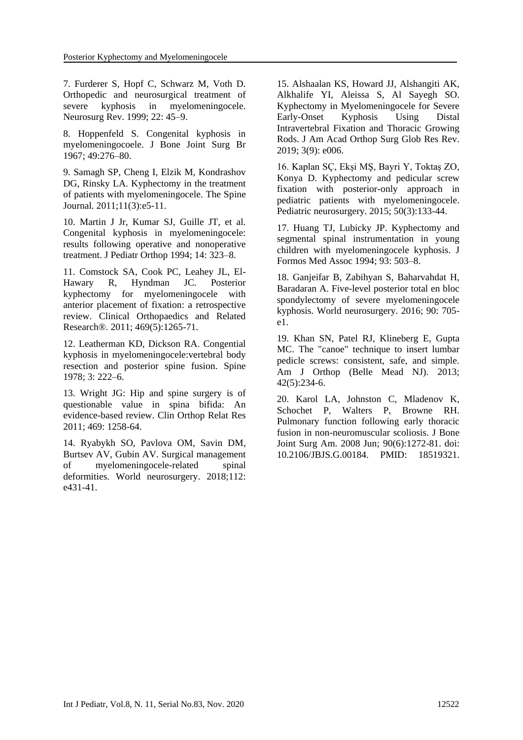7. Furderer S, Hopf C, Schwarz M, Voth D. Orthopedic and neurosurgical treatment of severe kyphosis in myelomeningocele. Neurosurg Rev. 1999; 22: 45–9.

8. Hoppenfeld S. Congenital kyphosis in myelomeningocoele. J Bone Joint Surg Br 1967; 49:276–80.

9. Samagh SP, Cheng I, Elzik M, Kondrashov DG, Rinsky LA. Kyphectomy in the treatment of patients with myelomeningocele. The Spine Journal. 2011;11(3):e5-11.

10. Martin J Jr, Kumar SJ, Guille JT, et al. Congenital kyphosis in myelomeningocele: results following operative and nonoperative treatment. J Pediatr Orthop 1994; 14: 323–8.

11. Comstock SA, Cook PC, Leahey JL, El-Hawary R, Hyndman JC. Posterior kyphectomy for myelomeningocele with anterior placement of fixation: a retrospective review. Clinical Orthopaedics and Related Research®. 2011; 469(5):1265-71.

12. Leatherman KD, Dickson RA. Congential kyphosis in myelomeningocele:vertebral body resection and posterior spine fusion. Spine 1978; 3: 222–6.

13. Wright JG: Hip and spine surgery is of questionable value in spina bifida: An evidence-based review. Clin Orthop Relat Res 2011; 469: 1258-64.

14. Ryabykh SO, Pavlova OM, Savin DM, Burtsev AV, Gubin AV. Surgical management of myelomeningocele-related spinal deformities. World neurosurgery. 2018;112: e431-41.

15. Alshaalan KS, Howard JJ, Alshangiti AK, Alkhalife YI, Aleissa S, Al Sayegh SO. Kyphectomy in Myelomeningocele for Severe Early-Onset Kyphosis Using Distal Intravertebral Fixation and Thoracic Growing Rods. J Am Acad Orthop Surg Glob Res Rev. 2019; 3(9): e006.

16. Kaplan SÇ, Ekşi MŞ, Bayri Y, Toktaş ZO, Konya D. Kyphectomy and pedicular screw fixation with posterior-only approach in pediatric patients with myelomeningocele. Pediatric neurosurgery. 2015; 50(3):133-44.

17. Huang TJ, Lubicky JP. Kyphectomy and segmental spinal instrumentation in young children with myelomeningocele kyphosis. J Formos Med Assoc 1994; 93: 503–8.

18. Ganjeifar B, Zabihyan S, Baharvahdat H, Baradaran A. Five-level posterior total en bloc spondylectomy of severe myelomeningocele kyphosis. World neurosurgery. 2016; 90: 705-e1.

19. Khan SN, Patel RJ, Klineberg E, Gupta MC. The "canoe" technique to insert lumbar pedicle screws: consistent, safe, and simple. Am J Orthop (Belle Mead NJ). 2013; 42(5):234-6.

20. Karol LA, Johnston C, Mladenov K, Schochet P, Walters P, Browne RH. Pulmonary function following early thoracic fusion in non-neuromuscular scoliosis. J Bone Joint Surg Am. 2008 Jun; 90(6):1272-81. doi: 10.2106/JBJS.G.00184. PMID: 18519321.